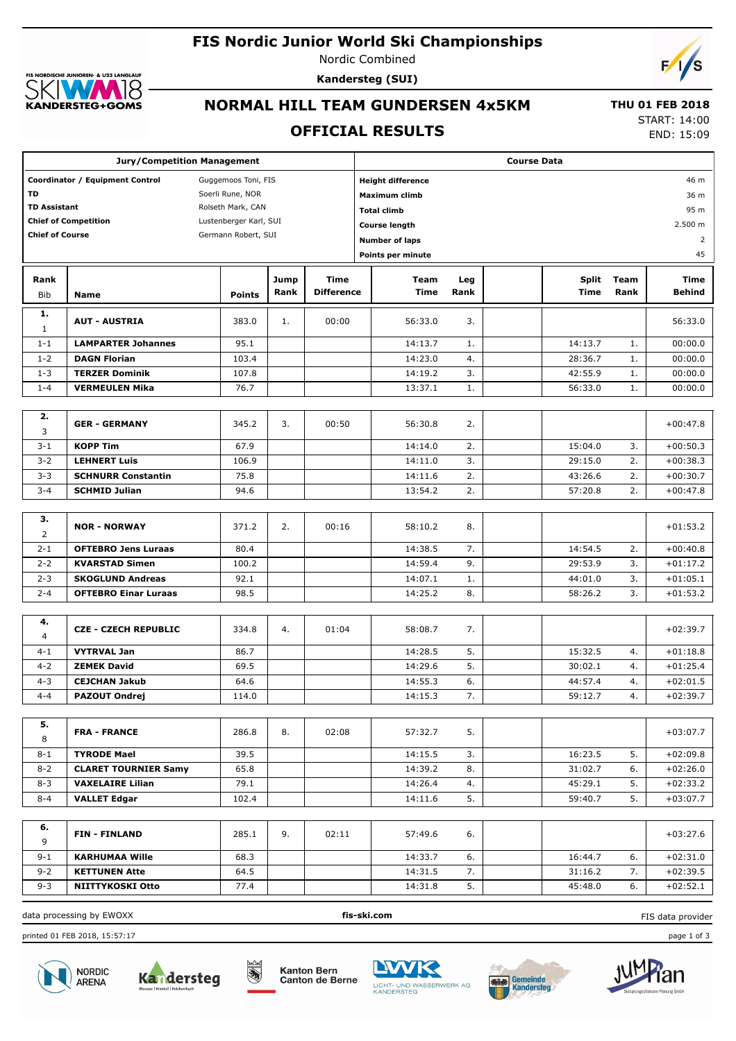# FIS Nordic Junior World Ski Championships

Nordic Combined

**Kandersteg (SUI)**

## NORMAL HILL TEAM GUNDERSEN 4x5KM

## OFFICIAL RESULTS

**THU 01 FEB 2018**

START: 14:00

END: 15:09

| Jury/Competition Management | |
|---|---|
| **Coordinator / Equipment Control** | Guggemoos Toni, FIS |
| **TD** | Soerli Rune, NOR |
| **TD Assistant** | Rolseth Mark, CAN |
| **Chief of Competition** | Lustenberger Karl, SUI |
| **Chief of Course** | Germann Robert, SUI |

| Course Data | |
|---|---|
| **Height difference** | 46 m |
| **Maximum climb** | 36 m |
| **Total climb** | 95 m |
| **Course length** | 2.500 m |
| **Number of laps** | 2 |
| **Points per minute** | 45 |

| Rank / Bib | Name | Points | Jump Rank | Time Difference | Team Time | Leg Rank | Split Time | Team Rank | Time Behind |
|---|---|---|---|---|---|---|---|---|---|
| **1.** / 1 | **AUT - AUSTRIA** | 383.0 | 1. | 00:00 | 56:33.0 | 3. | | | 56:33.0 |
| 1-1 | **LAMPARTER Johannes** | 95.1 | | | 14:13.7 | 1. | 14:13.7 | 1. | 00:00.0 |
| 1-2 | **DAGN Florian** | 103.4 | | | 14:23.0 | 4. | 28:36.7 | 1. | 00:00.0 |
| 1-3 | **TERZER Dominik** | 107.8 | | | 14:19.2 | 3. | 42:55.9 | 1. | 00:00.0 |
| 1-4 | **VERMEULEN Mika** | 76.7 | | | 13:37.1 | 1. | 56:33.0 | 1. | 00:00.0 |
| **2.** / 3 | **GER - GERMANY** | 345.2 | 3. | 00:50 | 56:30.8 | 2. | | | +00:47.8 |
| 3-1 | **KOPP Tim** | 67.9 | | | 14:14.0 | 2. | 15:04.0 | 3. | +00:50.3 |
| 3-2 | **LEHNERT Luis** | 106.9 | | | 14:11.0 | 3. | 29:15.0 | 2. | +00:38.3 |
| 3-3 | **SCHNURR Constantin** | 75.8 | | | 14:11.6 | 2. | 43:26.6 | 2. | +00:30.7 |
| 3-4 | **SCHMID Julian** | 94.6 | | | 13:54.2 | 2. | 57:20.8 | 2. | +00:47.8 |
| **3.** / 2 | **NOR - NORWAY** | 371.2 | 2. | 00:16 | 58:10.2 | 8. | | | +01:53.2 |
| 2-1 | **OFTEBRO Jens Luraas** | 80.4 | | | 14:38.5 | 7. | 14:54.5 | 2. | +00:40.8 |
| 2-2 | **KVARSTAD Simen** | 100.2 | | | 14:59.4 | 9. | 29:53.9 | 3. | +01:17.2 |
| 2-3 | **SKOGLUND Andreas** | 92.1 | | | 14:07.1 | 1. | 44:01.0 | 3. | +01:05.1 |
| 2-4 | **OFTEBRO Einar Luraas** | 98.5 | | | 14:25.2 | 8. | 58:26.2 | 3. | +01:53.2 |
| **4.** / 4 | **CZE - CZECH REPUBLIC** | 334.8 | 4. | 01:04 | 58:08.7 | 7. | | | +02:39.7 |
| 4-1 | **VYTRVAL Jan** | 86.7 | | | 14:28.5 | 5. | 15:32.5 | 4. | +01:18.8 |
| 4-2 | **ZEMEK David** | 69.5 | | | 14:29.6 | 5. | 30:02.1 | 4. | +01:25.4 |
| 4-3 | **CEJCHAN Jakub** | 64.6 | | | 14:55.3 | 6. | 44:57.4 | 4. | +02:01.5 |
| 4-4 | **PAZOUT Ondrej** | 114.0 | | | 14:15.3 | 7. | 59:12.7 | 4. | +02:39.7 |
| **5.** / 8 | **FRA - FRANCE** | 286.8 | 8. | 02:08 | 57:32.7 | 5. | | | +03:07.7 |
| 8-1 | **TYRODE Mael** | 39.5 | | | 14:15.5 | 3. | 16:23.5 | 5. | +02:09.8 |
| 8-2 | **CLARET TOURNIER Samy** | 65.8 | | | 14:39.2 | 8. | 31:02.7 | 6. | +02:26.0 |
| 8-3 | **VAXELAIRE Lilian** | 79.1 | | | 14:26.4 | 4. | 45:29.1 | 5. | +02:33.2 |
| 8-4 | **VALLET Edgar** | 102.4 | | | 14:11.6 | 5. | 59:40.7 | 5. | +03:07.7 |
| **6.** / 9 | **FIN - FINLAND** | 285.1 | 9. | 02:11 | 57:49.6 | 6. | | | +03:27.6 |
| 9-1 | **KARHUMAA Wille** | 68.3 | | | 14:33.7 | 6. | 16:44.7 | 6. | +02:31.0 |
| 9-2 | **KETTUNEN Atte** | 64.5 | | | 14:31.5 | 7. | 31:16.2 | 7. | +02:39.5 |
| 9-3 | **NIITTYKOSKI Otto** | 77.4 | | | 14:31.8 | 5. | 45:48.0 | 6. | +02:52.1 |

data processing by EWOXX | fis-ski.com | FIS data provider

printed 01 FEB 2018, 15:57:17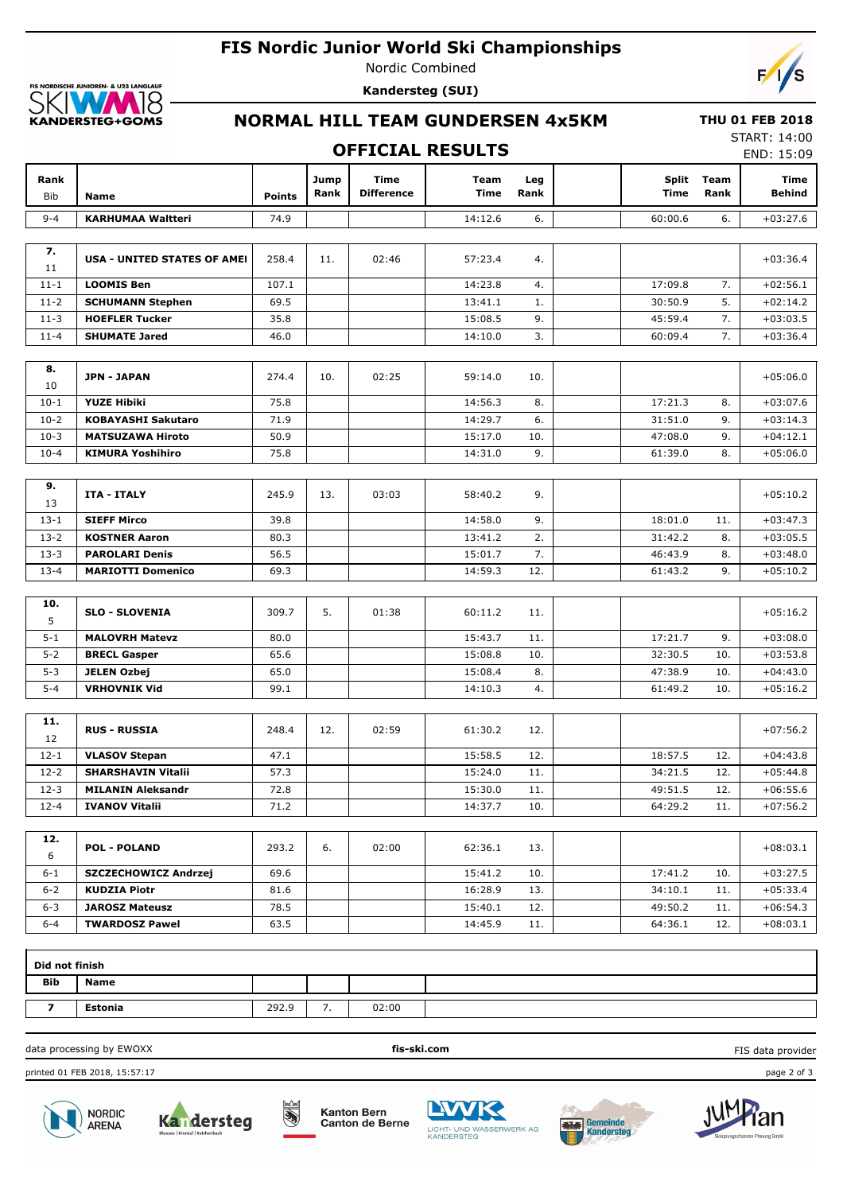# FIS Nordic Junior World Ski Championships

Nordic Combined

**Kandersteg (SUI)**

## NORMAL HILL TEAM GUNDERSEN 4x5KM

**THU 01 FEB 2018**

START: 14:00

END: 15:09

### OFFICIAL RESULTS

| Rank<br>Bib | Name | Points | Jump Rank | Time Difference | Team Time | Leg Rank | Split Time | Team Rank | Time Behind |
|---|---|---|---|---|---|---|---|---|---|
| 9-4 | **KARHUMAA Waltteri** | 74.9 | | | 14:12.6 | 6. | 60:00.6 | 6. | +03:27.6 |
| **7.**<br>11 | **USA - UNITED STATES OF AMEI** | 258.4 | 11. | 02:46 | 57:23.4 | 4. | | | +03:36.4 |
| 11-1 | **LOOMIS Ben** | 107.1 | | | 14:23.8 | 4. | 17:09.8 | 7. | +02:56.1 |
| 11-2 | **SCHUMANN Stephen** | 69.5 | | | 13:41.1 | 1. | 30:50.9 | 5. | +02:14.2 |
| 11-3 | **HOEFLER Tucker** | 35.8 | | | 15:08.5 | 9. | 45:59.4 | 7. | +03:03.5 |
| 11-4 | **SHUMATE Jared** | 46.0 | | | 14:10.0 | 3. | 60:09.4 | 7. | +03:36.4 |
| **8.**<br>10 | **JPN - JAPAN** | 274.4 | 10. | 02:25 | 59:14.0 | 10. | | | +05:06.0 |
| 10-1 | **YUZE Hibiki** | 75.8 | | | 14:56.3 | 8. | 17:21.3 | 8. | +03:07.6 |
| 10-2 | **KOBAYASHI Sakutaro** | 71.9 | | | 14:29.7 | 6. | 31:51.0 | 9. | +03:14.3 |
| 10-3 | **MATSUZAWA Hiroto** | 50.9 | | | 15:17.0 | 10. | 47:08.0 | 9. | +04:12.1 |
| 10-4 | **KIMURA Yoshihiro** | 75.8 | | | 14:31.0 | 9. | 61:39.0 | 8. | +05:06.0 |
| **9.**<br>13 | **ITA - ITALY** | 245.9 | 13. | 03:03 | 58:40.2 | 9. | | | +05:10.2 |
| 13-1 | **SIEFF Mirco** | 39.8 | | | 14:58.0 | 9. | 18:01.0 | 11. | +03:47.3 |
| 13-2 | **KOSTNER Aaron** | 80.3 | | | 13:41.2 | 2. | 31:42.2 | 8. | +03:05.5 |
| 13-3 | **PAROLARI Denis** | 56.5 | | | 15:01.7 | 7. | 46:43.9 | 8. | +03:48.0 |
| 13-4 | **MARIOTTI Domenico** | 69.3 | | | 14:59.3 | 12. | 61:43.2 | 9. | +05:10.2 |
| **10.**<br>5 | **SLO - SLOVENIA** | 309.7 | 5. | 01:38 | 60:11.2 | 11. | | | +05:16.2 |
| 5-1 | **MALOVRH Matevz** | 80.0 | | | 15:43.7 | 11. | 17:21.7 | 9. | +03:08.0 |
| 5-2 | **BRECL Gasper** | 65.6 | | | 15:08.8 | 10. | 32:30.5 | 10. | +03:53.8 |
| 5-3 | **JELEN Ozbej** | 65.0 | | | 15:08.4 | 8. | 47:38.9 | 10. | +04:43.0 |
| 5-4 | **VRHOVNIK Vid** | 99.1 | | | 14:10.3 | 4. | 61:49.2 | 10. | +05:16.2 |
| **11.**<br>12 | **RUS - RUSSIA** | 248.4 | 12. | 02:59 | 61:30.2 | 12. | | | +07:56.2 |
| 12-1 | **VLASOV Stepan** | 47.1 | | | 15:58.5 | 12. | 18:57.5 | 12. | +04:43.8 |
| 12-2 | **SHARSHAVIN Vitalii** | 57.3 | | | 15:24.0 | 11. | 34:21.5 | 12. | +05:44.8 |
| 12-3 | **MILANIN Aleksandr** | 72.8 | | | 15:30.0 | 11. | 49:51.5 | 12. | +06:55.6 |
| 12-4 | **IVANOV Vitalii** | 71.2 | | | 14:37.7 | 10. | 64:29.2 | 11. | +07:56.2 |
| **12.**<br>6 | **POL - POLAND** | 293.2 | 6. | 02:00 | 62:36.1 | 13. | | | +08:03.1 |
| 6-1 | **SZCZECHOWICZ Andrzej** | 69.6 | | | 15:41.2 | 10. | 17:41.2 | 10. | +03:27.5 |
| 6-2 | **KUDZIA Piotr** | 81.6 | | | 16:28.9 | 13. | 34:10.1 | 11. | +05:33.4 |
| 6-3 | **JAROSZ Mateusz** | 78.5 | | | 15:40.1 | 12. | 49:50.2 | 11. | +06:54.3 |
| 6-4 | **TWARDOSZ Pawel** | 63.5 | | | 14:45.9 | 11. | 64:36.1 | 12. | +08:03.1 |

**Did not finish**

| Bib | Name | Points | Jump Rank | Time Difference |
|---|---|---|---|---|
| **7** | **Estonia** | 292.9 | 7. | 02:00 |

data processing by EWOXX **fis-ski.com** FIS data provider

printed 01 FEB 2018, 15:57:17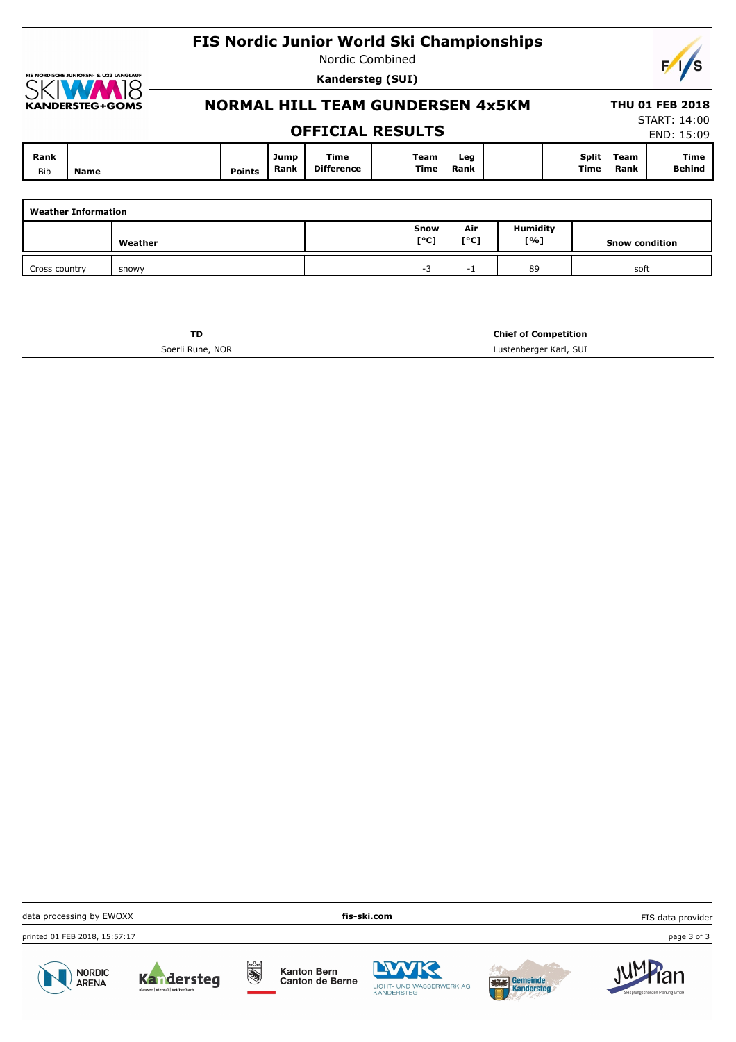# FIS Nordic Junior World Ski Championships

Nordic Combined

**Kandersteg (SUI)**

## NORMAL HILL TEAM GUNDERSEN 4x5KM

**THU 01 FEB 2018**

START: 14:00

END: 15:09

## OFFICIAL RESULTS

| Rank<br>Bib | Name | Points | Jump Rank | Time Difference | Team Time | Leg Rank | | Split Time | Team Rank | Time Behind |
|---|---|---|---|---|---|---|---|---|---|---|

| Weather Information | | | | | |
|---|---|---|---|---|---|
| | Weather | Snow [°C] | Air [°C] | Humidity [%] | Snow condition |
| Cross country | snowy | -3 | -1 | 89 | soft |

| TD | Chief of Competition |
|---|---|
| Soerli Rune, NOR | Lustenberger Karl, SUI |

data processing by EWOXX | fis-ski.com | FIS data provider

printed 01 FEB 2018, 15:57:17